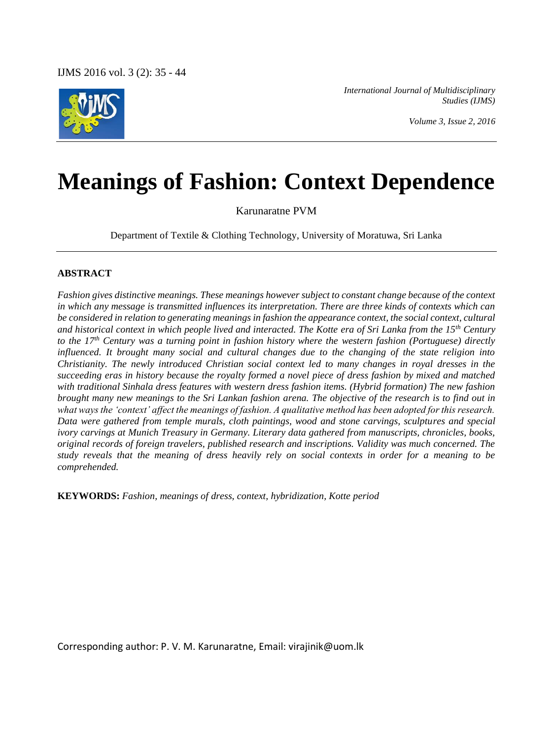# Meanings of Fashion: Context Dependence

Karunaratne PVM

Department of Textile & Clothing Technology, University of Moratuwa, Sri Lanka

### ABSTRACT

*Fashion gives distinctive meanings. These meanings however subject to constant change because of the context in which any message is transmitted influences its interpretation. There are three kinds of contexts which can be considered in relation to generating meanings in fashion the appearance context, the social context, cultural and historical context in which people lived and interacted. The Kotte era of Sri Lanka from the 15th Century to the 17th Century was a turning point in fashion history where the western fashion (Portuguese) directly influenced. It brought many social and cultural changes due to the changing of the state religion into Christianity. The newly introduced Christian social context led to many changes in royal dresses in the succeeding eras in history because the royalty formed a novel piece of dress fashion by mixed and matched with traditional Sinhala dress features with western dress fashion items. (Hybrid formation) The new fashion brought many new meanings to the Sri Lankan fashion arena. The objective of the research is to find out in what ways the 'context' affect the meanings of fashion. A qualitative method has been adopted for this research. Data were gathered from temple murals, cloth paintings, wood and stone carvings, sculptures and special ivory carvings at Munich Treasury in Germany. Literary data gathered from manuscripts, chronicles, books, original records of foreign travelers, published research and inscriptions. Validity was much concerned. The study reveals that the meaning of dress heavily rely on social contexts in order for a meaning to be comprehended.*

**KEYWORDS:** *Fashion, meanings of dress, context, hybridization, Kotte period*

Corresponding author: P. V. M. Karunaratne, Email: virajinik@uom.lk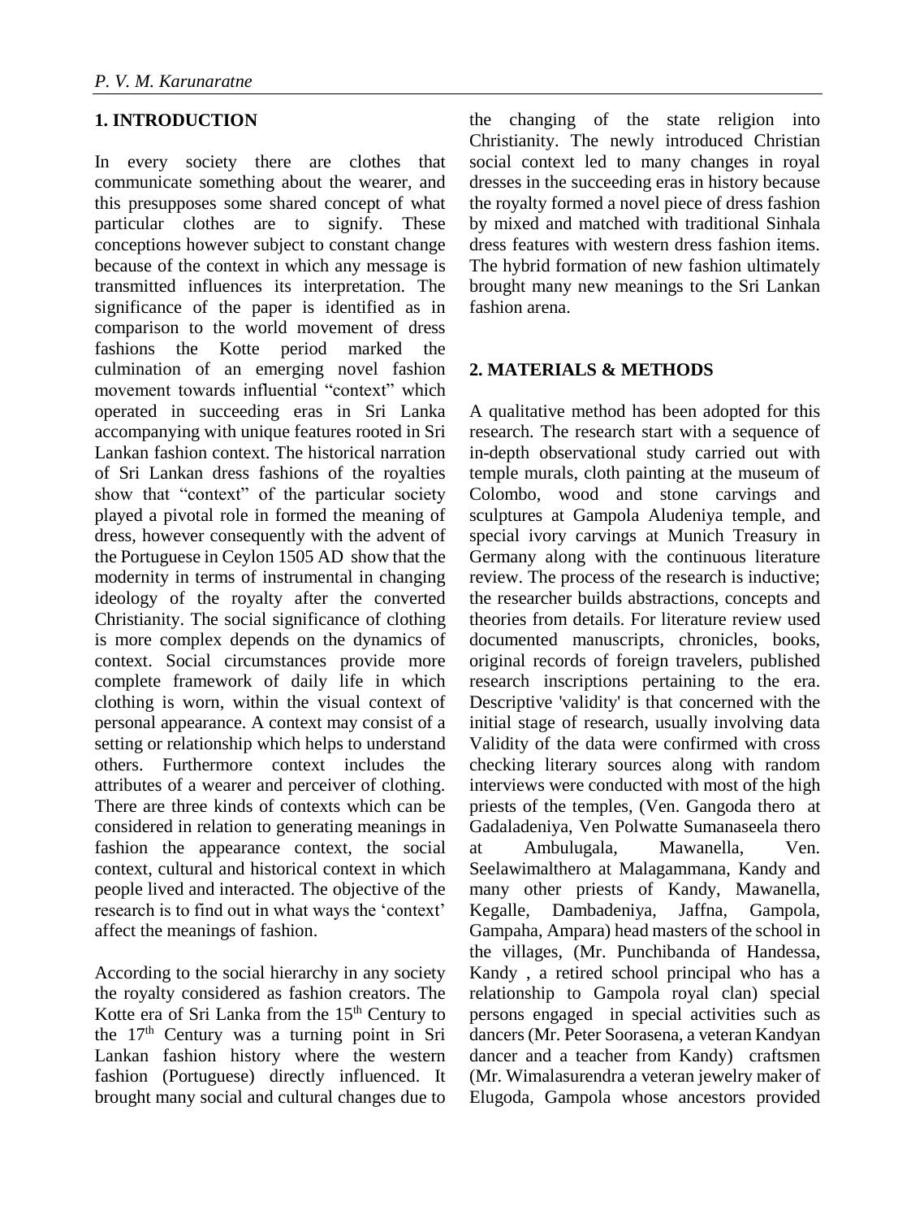## 1. INTRODUCTION

In every society there are clothes that communicate something about the wearer, and this presupposes some shared concept of what particular clothes are to signify. These conceptions however subject to constant change because of the context in which any message is transmitted influences its interpretation. The significance of the paper is identified as in comparison to the world movement of dress fashions the Kotte period marked the culmination of an emerging novel fashion movement towards influential "context" which operated in succeeding eras in Sri Lanka accompanying with unique features rooted in Sri Lankan fashion context. The historical narration of Sri Lankan dress fashions of the royalties show that "context" of the particular society played a pivotal role in formed the meaning of dress, however consequently with the advent of the Portuguese in Ceylon 1505 AD show that the modernity in terms of instrumental in changing ideology of the royalty after the converted Christianity. The social significance of clothing is more complex depends on the dynamics of context. Social circumstances provide more complete framework of daily life in which clothing is worn, within the visual context of personal appearance. A context may consist of a setting or relationship which helps to understand others. Furthermore context includes the attributes of a wearer and perceiver of clothing. There are three kinds of contexts which can be considered in relation to generating meanings in fashion the appearance context, the social context, cultural and historical context in which people lived and interacted. The objective of the research is to find out in what ways the 'context' affect the meanings of fashion.

According to the social hierarchy in any society the royalty considered as fashion creators. The Kotte era of Sri Lanka from the 15th Century to the 17th Century was a turning point in Sri Lankan fashion history where the western fashion (Portuguese) directly influenced. It brought many social and cultural changes due to the changing of the state religion into Christianity. The newly introduced Christian social context led to many changes in royal dresses in the succeeding eras in history because the royalty formed a novel piece of dress fashion by mixed and matched with traditional Sinhala dress features with western dress fashion items. The hybrid formation of new fashion ultimately brought many new meanings to the Sri Lankan fashion arena.

## 2. MATERIALS & METHODS

A qualitative method has been adopted for this research. The research start with a sequence of in-depth observational study carried out with temple murals, cloth painting at the museum of Colombo, wood and stone carvings and sculptures at Gampola Aludeniya temple, and special ivory carvings at Munich Treasury in Germany along with the continuous literature review. The process of the research is inductive; the researcher builds abstractions, concepts and theories from details. For literature review used documented manuscripts, chronicles, books, original records of foreign travelers, published research inscriptions pertaining to the era. Descriptive 'validity' is that concerned with the initial stage of research, usually involving data Validity of the data were confirmed with cross checking literary sources along with random interviews were conducted with most of the high priests of the temples, (Ven. Gangoda thero at Gadaladeniya, Ven Polwatte Sumanaseela thero at Ambulugala, Mawanella, Ven. Seelawimalthero at Malagammana, Kandy and many other priests of Kandy, Mawanella, Kegalle, Dambadeniya, Jaffna, Gampola, Gampaha, Ampara) head masters of the school in the villages, (Mr. Punchibanda of Handessa, Kandy , a retired school principal who has a relationship to Gampola royal clan) special persons engaged in special activities such as dancers (Mr. Peter Soorasena, a veteran Kandyan dancer and a teacher from Kandy) craftsmen (Mr. Wimalasurendra a veteran jewelry maker of Elugoda, Gampola whose ancestors provided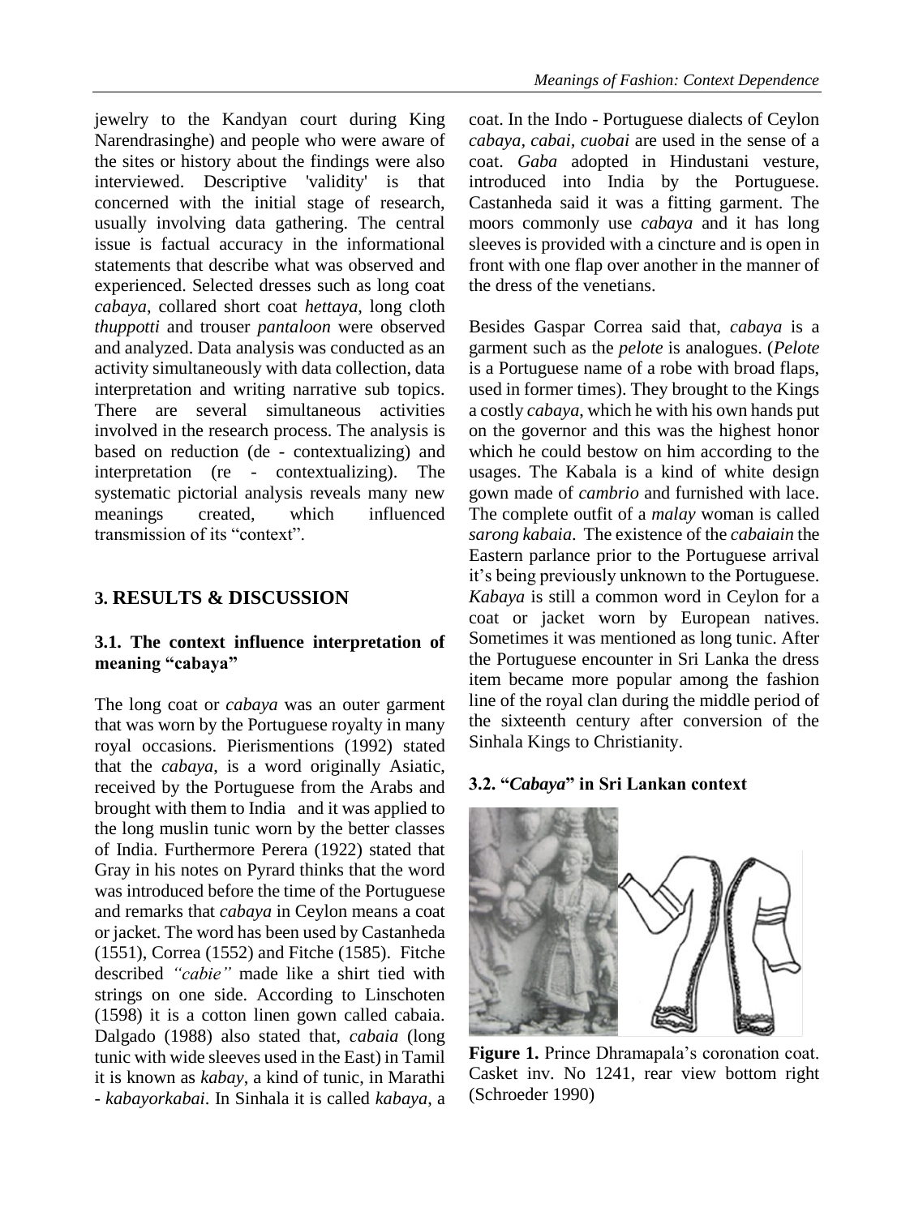jewelry to the Kandyan court during King Narendrasinghe) and people who were aware of the sites or history about the findings were also interviewed. Descriptive 'validity' is that concerned with the initial stage of research, usually involving data gathering. The central issue is factual accuracy in the informational statements that describe what was observed and experienced. Selected dresses such as long coat *cabaya*, collared short coat *hettaya*, long cloth *thuppotti* and trouser *pantaloon* were observed and analyzed. Data analysis was conducted as an activity simultaneously with data collection, data interpretation and writing narrative sub topics. There are several simultaneous activities involved in the research process. The analysis is based on reduction (de - contextualizing) and interpretation (re - contextualizing). The systematic pictorial analysis reveals many new meanings created, which influenced transmission of its "context".

## 3. RESULTS & DISCUSSION

### 3.1. The context influence interpretation of meaning "cabaya"

The long coat or *cabaya* was an outer garment that was worn by the Portuguese royalty in many royal occasions. Pierismentions (1992) stated that the *cabaya*, is a word originally Asiatic, received by the Portuguese from the Arabs and brought with them to India and it was applied to the long muslin tunic worn by the better classes of India. Furthermore Perera (1922) stated that Gray in his notes on Pyrard thinks that the word was introduced before the time of the Portuguese and remarks that *cabaya* in Ceylon means a coat or jacket. The word has been used by Castanheda (1551), Correa (1552) and Fitche (1585). Fitche described *"cabie"* made like a shirt tied with strings on one side. According to Linschoten (1598) it is a cotton linen gown called cabaia. Dalgado (1988) also stated that, *cabaia* (long tunic with wide sleeves used in the East) in Tamil it is known as *kabay*, a kind of tunic, in Marathi - *kabayorkabai*. In Sinhala it is called *kabaya*, a coat. In the Indo - Portuguese dialects of Ceylon *cabaya*, *cabai*, *cuobai* are used in the sense of a coat. *Gaba* adopted in Hindustani vesture, introduced into India by the Portuguese. Castanheda said it was a fitting garment. The moors commonly use *cabaya* and it has long sleeves is provided with a cincture and is open in front with one flap over another in the manner of the dress of the venetians.

Besides Gaspar Correa said that, *cabaya* is a garment such as the *pelote* is analogues. (*Pelote* is a Portuguese name of a robe with broad flaps, used in former times). They brought to the Kings a costly *cabaya*, which he with his own hands put on the governor and this was the highest honor which he could bestow on him according to the usages. The Kabala is a kind of white design gown made of *cambrio* and furnished with lace. The complete outfit of a *malay* woman is called *sarong kabaia*. The existence of the *cabaiain* the Eastern parlance prior to the Portuguese arrival it's being previously unknown to the Portuguese. *Kabaya* is still a common word in Ceylon for a coat or jacket worn by European natives. Sometimes it was mentioned as long tunic. After the Portuguese encounter in Sri Lanka the dress item became more popular among the fashion line of the royal clan during the middle period of the sixteenth century after conversion of the Sinhala Kings to Christianity.

### 3.2. "*Cabaya*" in Sri Lankan context

**Figure 1.** Prince Dhramapala's coronation coat. Casket inv. No 1241, rear view bottom right (Schroeder 1990)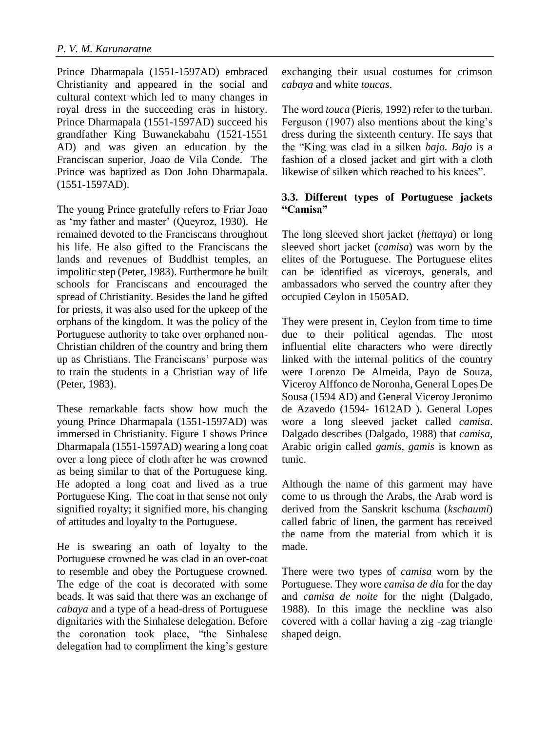Prince Dharmapala (1551-1597AD) embraced Christianity and appeared in the social and cultural context which led to many changes in royal dress in the succeeding eras in history. Prince Dharmapala (1551-1597AD) succeed his grandfather King Buwanekabahu (1521-1551 AD) and was given an education by the Franciscan superior, Joao de Vila Conde. The Prince was baptized as Don John Dharmapala. (1551-1597AD).

The young Prince gratefully refers to Friar Joao as 'my father and master' (Queyroz, 1930). He remained devoted to the Franciscans throughout his life. He also gifted to the Franciscans the lands and revenues of Buddhist temples, an impolitic step (Peter, 1983). Furthermore he built schools for Franciscans and encouraged the spread of Christianity. Besides the land he gifted for priests, it was also used for the upkeep of the orphans of the kingdom. It was the policy of the Portuguese authority to take over orphaned non-Christian children of the country and bring them up as Christians. The Franciscans' purpose was to train the students in a Christian way of life (Peter, 1983).

These remarkable facts show how much the young Prince Dharmapala (1551-1597AD) was immersed in Christianity. Figure 1 shows Prince Dharmapala (1551-1597AD) wearing a long coat over a long piece of cloth after he was crowned as being similar to that of the Portuguese king. He adopted a long coat and lived as a true Portuguese King. The coat in that sense not only signified royalty; it signified more, his changing of attitudes and loyalty to the Portuguese.

He is swearing an oath of loyalty to the Portuguese crowned he was clad in an over-coat to resemble and obey the Portuguese crowned. The edge of the coat is decorated with some beads. It was said that there was an exchange of *cabaya* and a type of a head-dress of Portuguese dignitaries with the Sinhalese delegation. Before the coronation took place, "the Sinhalese delegation had to compliment the king's gesture exchanging their usual costumes for crimson *cabaya* and white *toucas*.

The word *touca* (Pieris, 1992) refer to the turban. Ferguson (1907) also mentions about the king's dress during the sixteenth century. He says that the "King was clad in a silken *bajo. Bajo* is a fashion of a closed jacket and girt with a cloth likewise of silken which reached to his knees".

### 3.3. Different types of Portuguese jackets "Camisa"

The long sleeved short jacket (*hettaya*) or long sleeved short jacket (*camisa*) was worn by the elites of the Portuguese. The Portuguese elites can be identified as viceroys, generals, and ambassadors who served the country after they occupied Ceylon in 1505AD.

They were present in, Ceylon from time to time due to their political agendas. The most influential elite characters who were directly linked with the internal politics of the country were Lorenzo De Almeida, Payo de Souza, Viceroy Alffonco de Noronha, General Lopes De Sousa (1594 AD) and General Viceroy Jeronimo de Azavedo (1594- 1612AD ). General Lopes wore a long sleeved jacket called *camisa*. Dalgado describes (Dalgado, 1988) that *camisa*, Arabic origin called *gamis*, *gamis* is known as tunic.

Although the name of this garment may have come to us through the Arabs, the Arab word is derived from the Sanskrit kschuma (*kschaumi*) called fabric of linen, the garment has received the name from the material from which it is made.

There were two types of *camisa* worn by the Portuguese. They wore *camisa de dia* for the day and *camisa de noite* for the night (Dalgado, 1988). In this image the neckline was also covered with a collar having a zig -zag triangle shaped deign.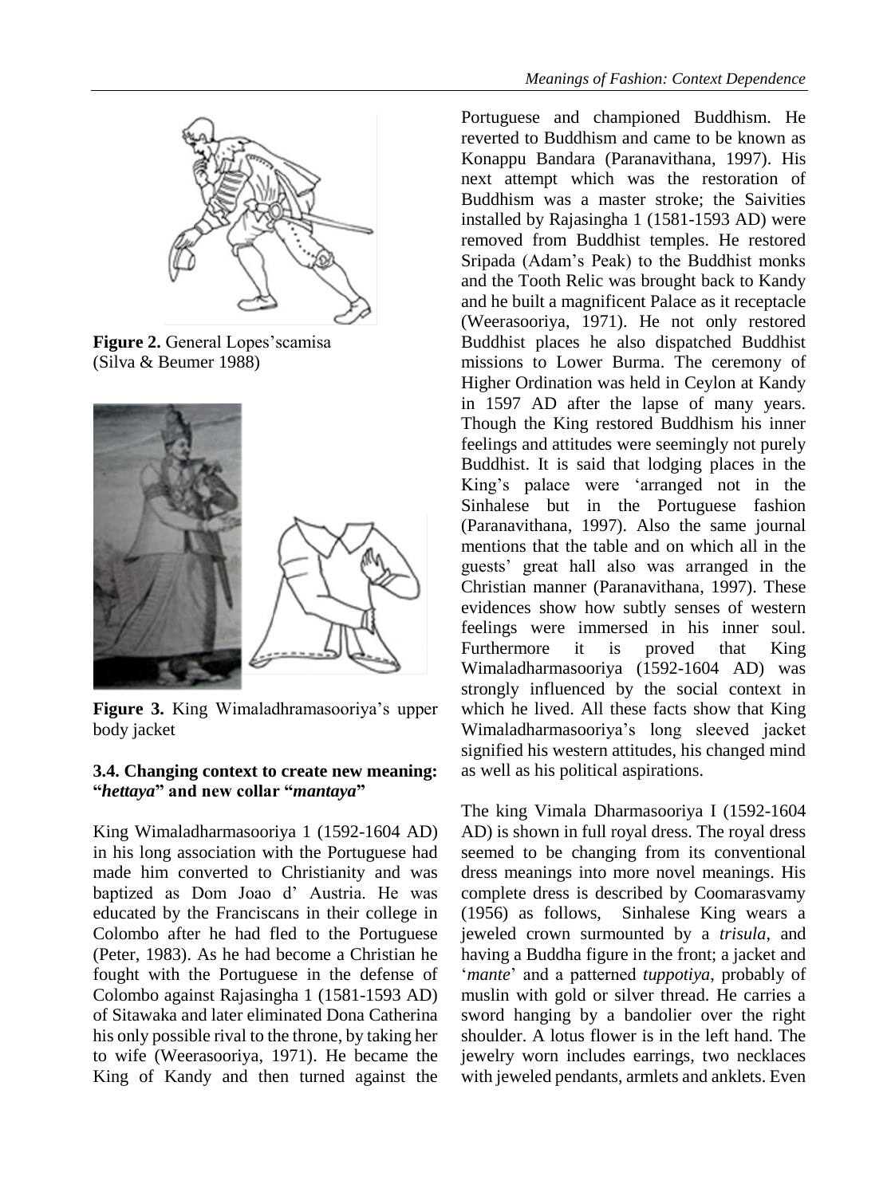**Figure 2.** General Lopes'scamisa (Silva & Beumer 1988)

**Figure 3.** King Wimaladhramasooriya's upper body jacket

### 3.4. Changing context to create new meaning: "*hettaya*" and new collar "*mantaya*"

King Wimaladharmasooriya 1 (1592-1604 AD) in his long association with the Portuguese had made him converted to Christianity and was baptized as Dom Joao d' Austria. He was educated by the Franciscans in their college in Colombo after he had fled to the Portuguese (Peter, 1983). As he had become a Christian he fought with the Portuguese in the defense of Colombo against Rajasingha 1 (1581-1593 AD) of Sitawaka and later eliminated Dona Catherina his only possible rival to the throne, by taking her to wife (Weerasooriya, 1971). He became the King of Kandy and then turned against the Portuguese and championed Buddhism. He reverted to Buddhism and came to be known as Konappu Bandara (Paranavithana, 1997). His next attempt which was the restoration of Buddhism was a master stroke; the Saivities installed by Rajasingha 1 (1581-1593 AD) were removed from Buddhist temples. He restored Sripada (Adam's Peak) to the Buddhist monks and the Tooth Relic was brought back to Kandy and he built a magnificent Palace as it receptacle (Weerasooriya, 1971). He not only restored Buddhist places he also dispatched Buddhist missions to Lower Burma. The ceremony of Higher Ordination was held in Ceylon at Kandy in 1597 AD after the lapse of many years. Though the King restored Buddhism his inner feelings and attitudes were seemingly not purely Buddhist. It is said that lodging places in the King's palace were 'arranged not in the Sinhalese but in the Portuguese fashion (Paranavithana, 1997). Also the same journal mentions that the table and on which all in the guests' great hall also was arranged in the Christian manner (Paranavithana, 1997). These evidences show how subtly senses of western feelings were immersed in his inner soul. Furthermore it is proved that King Wimaladharmasooriya (1592-1604 AD) was strongly influenced by the social context in which he lived. All these facts show that King Wimaladharmasooriya's long sleeved jacket signified his western attitudes, his changed mind as well as his political aspirations.

The king Vimala Dharmasooriya I (1592-1604 AD) is shown in full royal dress. The royal dress seemed to be changing from its conventional dress meanings into more novel meanings. His complete dress is described by Coomarasvamy (1956) as follows, Sinhalese King wears a jeweled crown surmounted by a *trisula*, and having a Buddha figure in the front; a jacket and '*mante*' and a patterned *tuppotiya*, probably of muslin with gold or silver thread. He carries a sword hanging by a bandolier over the right shoulder. A lotus flower is in the left hand. The jewelry worn includes earrings, two necklaces with jeweled pendants, armlets and anklets. Even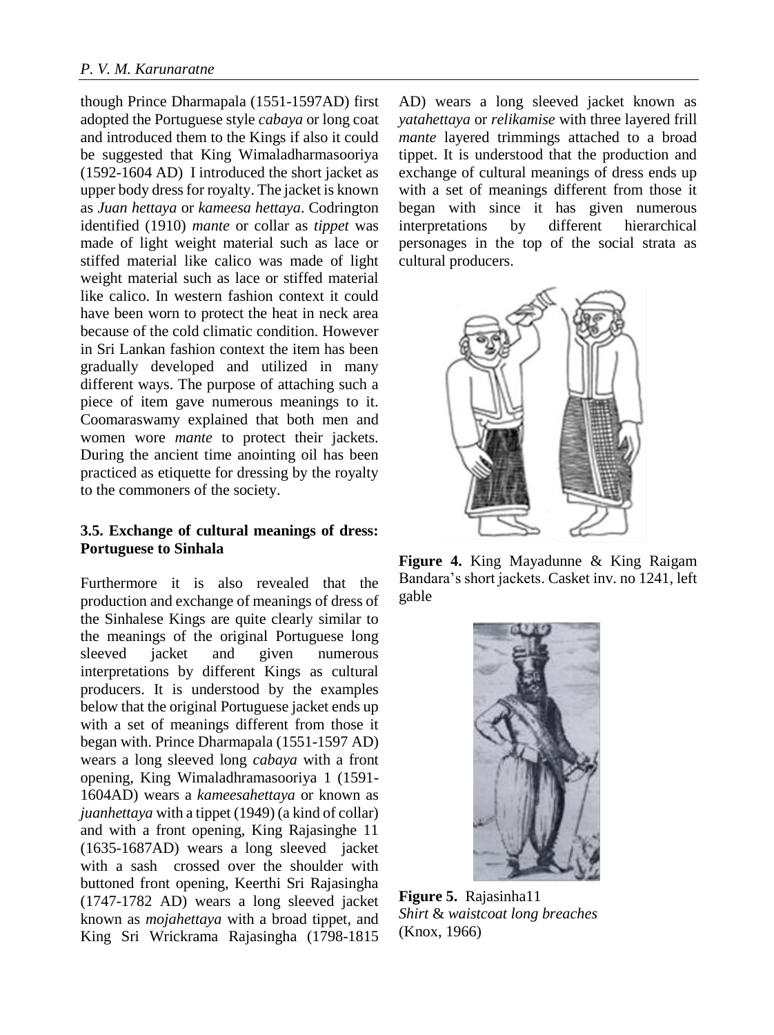though Prince Dharmapala (1551-1597AD) first adopted the Portuguese style *cabaya* or long coat and introduced them to the Kings if also it could be suggested that King Wimaladharmasooriya (1592-1604 AD) I introduced the short jacket as upper body dress for royalty. The jacket is known as *Juan hettaya* or *kameesa hettaya*. Codrington identified (1910) *mante* or collar as *tippet* was made of light weight material such as lace or stiffed material like calico was made of light weight material such as lace or stiffed material like calico. In western fashion context it could have been worn to protect the heat in neck area because of the cold climatic condition. However in Sri Lankan fashion context the item has been gradually developed and utilized in many different ways. The purpose of attaching such a piece of item gave numerous meanings to it. Coomaraswamy explained that both men and women wore *mante* to protect their jackets. During the ancient time anointing oil has been practiced as etiquette for dressing by the royalty to the commoners of the society.

### 3.5. Exchange of cultural meanings of dress: Portuguese to Sinhala

Furthermore it is also revealed that the production and exchange of meanings of dress of the Sinhalese Kings are quite clearly similar to the meanings of the original Portuguese long sleeved jacket and given numerous interpretations by different Kings as cultural producers. It is understood by the examples below that the original Portuguese jacket ends up with a set of meanings different from those it began with. Prince Dharmapala (1551-1597 AD) wears a long sleeved long *cabaya* with a front opening, King Wimaladhramasooriya 1 (1591-1604AD) wears a *kameesahettaya* or known as *juanhettaya* with a tippet (1949) (a kind of collar) and with a front opening, King Rajasinghe 11 (1635-1687AD) wears a long sleeved jacket with a sash crossed over the shoulder with buttoned front opening, Keerthi Sri Rajasingha (1747-1782 AD) wears a long sleeved jacket known as *mojahettaya* with a broad tippet, and King Sri Wrickrama Rajasingha (1798-1815 AD) wears a long sleeved jacket known as *yatahettaya* or *relikamise* with three layered frill *mante* layered trimmings attached to a broad tippet. It is understood that the production and exchange of cultural meanings of dress ends up with a set of meanings different from those it began with since it has given numerous interpretations by different hierarchical personages in the top of the social strata as cultural producers.

**Figure 4.** King Mayadunne & King Raigam Bandara's short jackets. Casket inv. no 1241, left gable

**Figure 5.** Rajasinha11
*Shirt* & *waistcoat long breaches*
(Knox, 1966)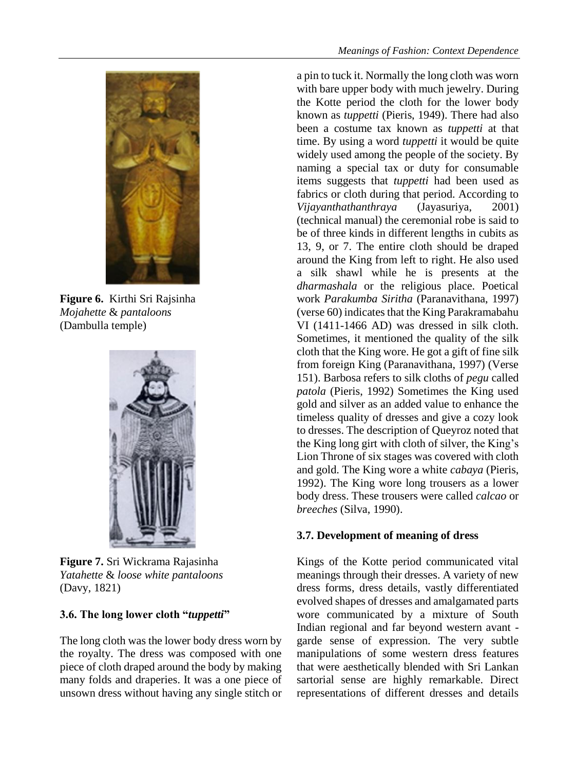**Figure 6.** Kirthi Sri Rajsinha *Mojahette* & *pantaloons* (Dambulla temple)

**Figure 7.** Sri Wickrama Rajasinha *Yatahette* & *loose white pantaloons* (Davy, 1821)

### 3.6. The long lower cloth "*tuppetti*"

The long cloth was the lower body dress worn by the royalty. The dress was composed with one piece of cloth draped around the body by making many folds and draperies. It was a one piece of unsown dress without having any single stitch or a pin to tuck it. Normally the long cloth was worn with bare upper body with much jewelry. During the Kotte period the cloth for the lower body known as *tuppetti* (Pieris, 1949). There had also been a costume tax known as *tuppetti* at that time. By using a word *tuppetti* it would be quite widely used among the people of the society. By naming a special tax or duty for consumable items suggests that *tuppetti* had been used as fabrics or cloth during that period. According to *Vijayanthathanthraya* (Jayasuriya, 2001) (technical manual) the ceremonial robe is said to be of three kinds in different lengths in cubits as 13, 9, or 7. The entire cloth should be draped around the King from left to right. He also used a silk shawl while he is presents at the *dharmashala* or the religious place. Poetical work *Parakumba Siritha* (Paranavithana, 1997) (verse 60) indicates that the King Parakramabahu VI (1411-1466 AD) was dressed in silk cloth. Sometimes, it mentioned the quality of the silk cloth that the King wore. He got a gift of fine silk from foreign King (Paranavithana, 1997) (Verse 151). Barbosa refers to silk cloths of *pegu* called *patola* (Pieris, 1992) Sometimes the King used gold and silver as an added value to enhance the timeless quality of dresses and give a cozy look to dresses. The description of Queyroz noted that the King long girt with cloth of silver, the King's Lion Throne of six stages was covered with cloth and gold. The King wore a white *cabaya* (Pieris, 1992). The King wore long trousers as a lower body dress. These trousers were called *calcao* or *breeches* (Silva, 1990).

### 3.7. Development of meaning of dress

Kings of the Kotte period communicated vital meanings through their dresses. A variety of new dress forms, dress details, vastly differentiated evolved shapes of dresses and amalgamated parts wore communicated by a mixture of South Indian regional and far beyond western avant - garde sense of expression. The very subtle manipulations of some western dress features that were aesthetically blended with Sri Lankan sartorial sense are highly remarkable. Direct representations of different dresses and details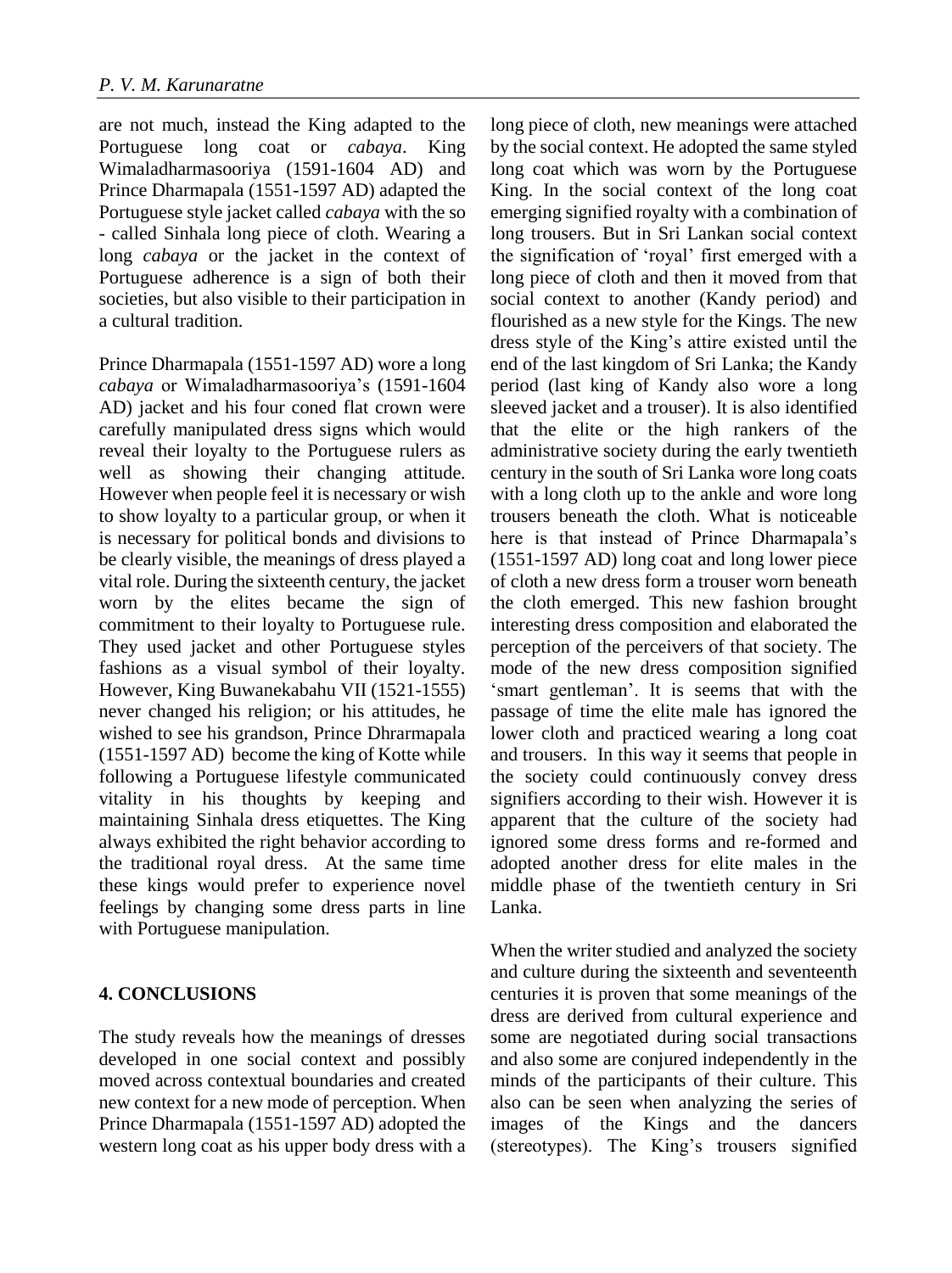are not much, instead the King adapted to the Portuguese long coat or *cabaya*. King Wimaladharmasooriya (1591-1604 AD) and Prince Dharmapala (1551-1597 AD) adapted the Portuguese style jacket called *cabaya* with the so - called Sinhala long piece of cloth. Wearing a long *cabaya* or the jacket in the context of Portuguese adherence is a sign of both their societies, but also visible to their participation in a cultural tradition.

Prince Dharmapala (1551-1597 AD) wore a long *cabaya* or Wimaladharmasooriya's (1591-1604 AD) jacket and his four coned flat crown were carefully manipulated dress signs which would reveal their loyalty to the Portuguese rulers as well as showing their changing attitude. However when people feel it is necessary or wish to show loyalty to a particular group, or when it is necessary for political bonds and divisions to be clearly visible, the meanings of dress played a vital role. During the sixteenth century, the jacket worn by the elites became the sign of commitment to their loyalty to Portuguese rule. They used jacket and other Portuguese styles fashions as a visual symbol of their loyalty. However, King Buwanekabahu VII (1521-1555) never changed his religion; or his attitudes, he wished to see his grandson, Prince Dhrarmapala (1551-1597 AD) become the king of Kotte while following a Portuguese lifestyle communicated vitality in his thoughts by keeping and maintaining Sinhala dress etiquettes. The King always exhibited the right behavior according to the traditional royal dress. At the same time these kings would prefer to experience novel feelings by changing some dress parts in line with Portuguese manipulation.

## 4. CONCLUSIONS

The study reveals how the meanings of dresses developed in one social context and possibly moved across contextual boundaries and created new context for a new mode of perception. When Prince Dharmapala (1551-1597 AD) adopted the western long coat as his upper body dress with a long piece of cloth, new meanings were attached by the social context. He adopted the same styled long coat which was worn by the Portuguese King. In the social context of the long coat emerging signified royalty with a combination of long trousers. But in Sri Lankan social context the signification of 'royal' first emerged with a long piece of cloth and then it moved from that social context to another (Kandy period) and flourished as a new style for the Kings. The new dress style of the King's attire existed until the end of the last kingdom of Sri Lanka; the Kandy period (last king of Kandy also wore a long sleeved jacket and a trouser). It is also identified that the elite or the high rankers of the administrative society during the early twentieth century in the south of Sri Lanka wore long coats with a long cloth up to the ankle and wore long trousers beneath the cloth. What is noticeable here is that instead of Prince Dharmapala's (1551-1597 AD) long coat and long lower piece of cloth a new dress form a trouser worn beneath the cloth emerged. This new fashion brought interesting dress composition and elaborated the perception of the perceivers of that society. The mode of the new dress composition signified 'smart gentleman'. It is seems that with the passage of time the elite male has ignored the lower cloth and practiced wearing a long coat and trousers. In this way it seems that people in the society could continuously convey dress signifiers according to their wish. However it is apparent that the culture of the society had ignored some dress forms and re-formed and adopted another dress for elite males in the middle phase of the twentieth century in Sri Lanka.

When the writer studied and analyzed the society and culture during the sixteenth and seventeenth centuries it is proven that some meanings of the dress are derived from cultural experience and some are negotiated during social transactions and also some are conjured independently in the minds of the participants of their culture. This also can be seen when analyzing the series of images of the Kings and the dancers (stereotypes). The King's trousers signified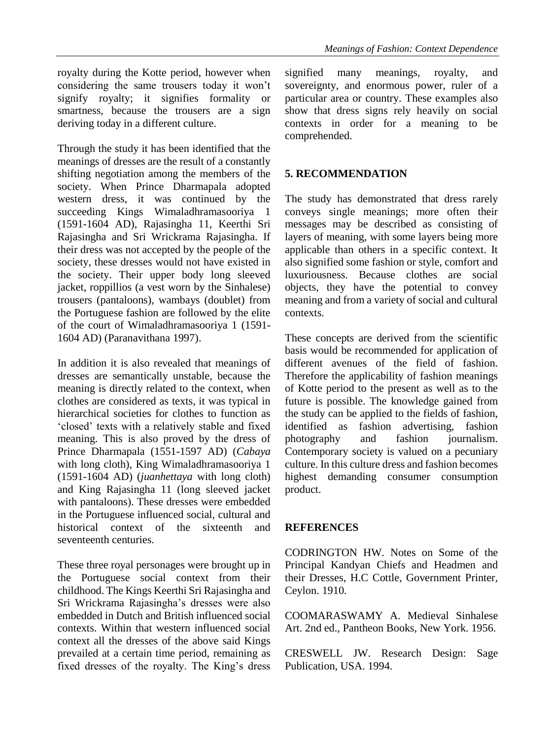royalty during the Kotte period, however when considering the same trousers today it won't signify royalty; it signifies formality or smartness, because the trousers are a sign deriving today in a different culture.

Through the study it has been identified that the meanings of dresses are the result of a constantly shifting negotiation among the members of the society. When Prince Dharmapala adopted western dress, it was continued by the succeeding Kings Wimaladhramasooriya 1 (1591-1604 AD), Rajasingha 11, Keerthi Sri Rajasingha and Sri Wrickrama Rajasingha. If their dress was not accepted by the people of the society, these dresses would not have existed in the society. Their upper body long sleeved jacket, roppillios (a vest worn by the Sinhalese) trousers (pantaloons), wambays (doublet) from the Portuguese fashion are followed by the elite of the court of Wimaladhramasooriya 1 (1591-1604 AD) (Paranavithana 1997).

In addition it is also revealed that meanings of dresses are semantically unstable, because the meaning is directly related to the context, when clothes are considered as texts, it was typical in hierarchical societies for clothes to function as 'closed' texts with a relatively stable and fixed meaning. This is also proved by the dress of Prince Dharmapala (1551-1597 AD) (*Cabaya* with long cloth), King Wimaladhramasooriya 1 (1591-1604 AD) (*juanhettaya* with long cloth) and King Rajasingha 11 (long sleeved jacket with pantaloons). These dresses were embedded in the Portuguese influenced social, cultural and historical context of the sixteenth and seventeenth centuries.

These three royal personages were brought up in the Portuguese social context from their childhood. The Kings Keerthi Sri Rajasingha and Sri Wrickrama Rajasingha's dresses were also embedded in Dutch and British influenced social contexts. Within that western influenced social context all the dresses of the above said Kings prevailed at a certain time period, remaining as fixed dresses of the royalty. The King's dress signified many meanings, royalty, and sovereignty, and enormous power, ruler of a particular area or country. These examples also show that dress signs rely heavily on social contexts in order for a meaning to be comprehended.

## 5. RECOMMENDATION

The study has demonstrated that dress rarely conveys single meanings; more often their messages may be described as consisting of layers of meaning, with some layers being more applicable than others in a specific context. It also signified some fashion or style, comfort and luxuriousness. Because clothes are social objects, they have the potential to convey meaning and from a variety of social and cultural contexts.

These concepts are derived from the scientific basis would be recommended for application of different avenues of the field of fashion. Therefore the applicability of fashion meanings of Kotte period to the present as well as to the future is possible. The knowledge gained from the study can be applied to the fields of fashion, identified as fashion advertising, fashion photography and fashion journalism. Contemporary society is valued on a pecuniary culture. In this culture dress and fashion becomes highest demanding consumer consumption product.

## REFERENCES

CODRINGTON HW. Notes on Some of the Principal Kandyan Chiefs and Headmen and their Dresses, H.C Cottle, Government Printer, Ceylon. 1910.

COOMARASWAMY A. Medieval Sinhalese Art. 2nd ed., Pantheon Books, New York. 1956.

CRESWELL JW. Research Design: Sage Publication, USA. 1994.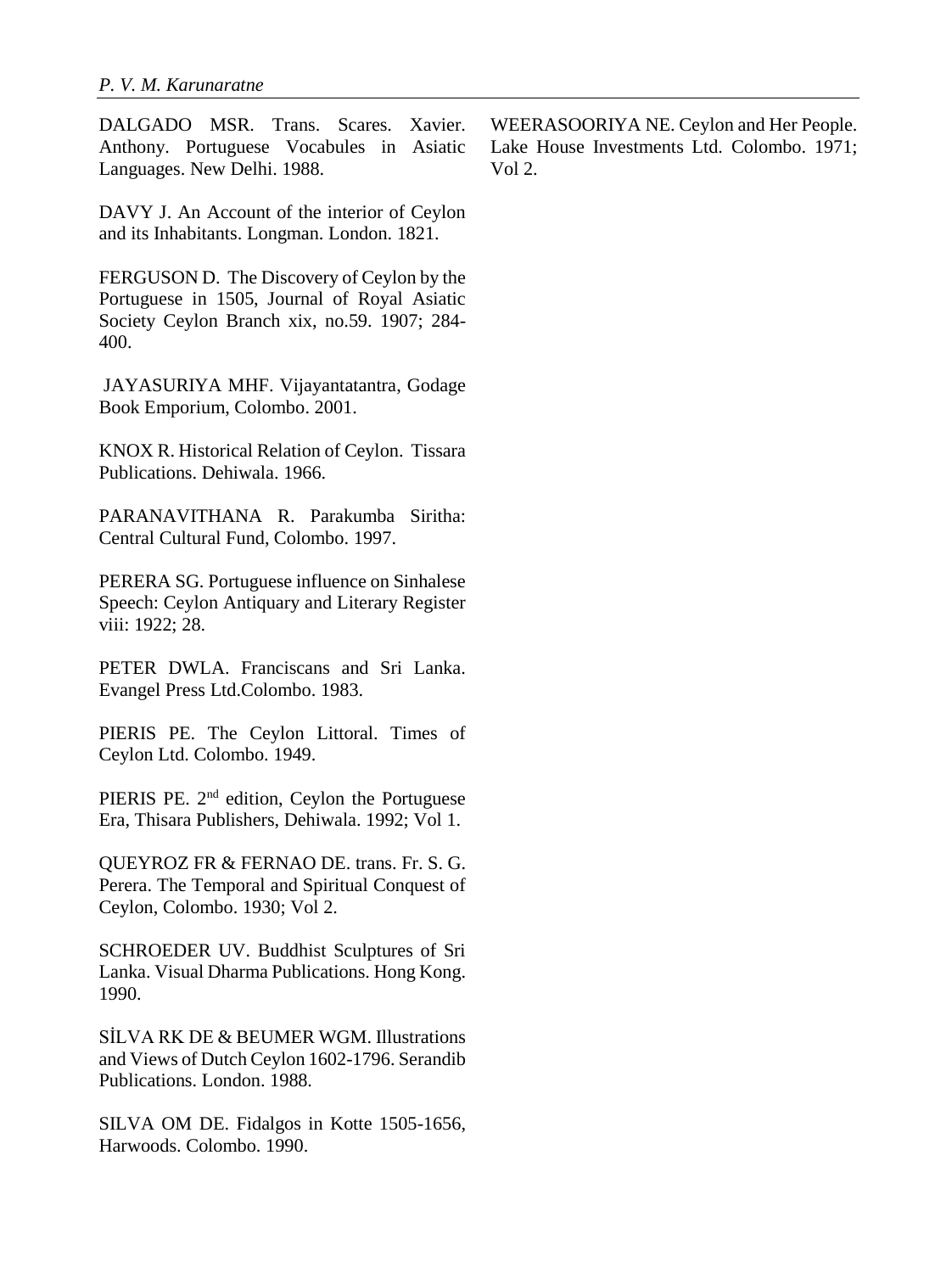DALGADO MSR. Trans. Scares. Xavier. Anthony. Portuguese Vocabules in Asiatic Languages. New Delhi. 1988.

DAVY J. An Account of the interior of Ceylon and its Inhabitants. Longman. London. 1821.

FERGUSON D. The Discovery of Ceylon by the Portuguese in 1505, Journal of Royal Asiatic Society Ceylon Branch xix, no.59. 1907; 284-400.

JAYASURIYA MHF. Vijayantatantra, Godage Book Emporium, Colombo. 2001.

KNOX R. Historical Relation of Ceylon. Tissara Publications. Dehiwala. 1966.

PARANAVITHANA R. Parakumba Siritha: Central Cultural Fund, Colombo. 1997.

PERERA SG. Portuguese influence on Sinhalese Speech: Ceylon Antiquary and Literary Register viii: 1922; 28.

PETER DWLA. Franciscans and Sri Lanka. Evangel Press Ltd.Colombo. 1983.

PIERIS PE. The Ceylon Littoral. Times of Ceylon Ltd. Colombo. 1949.

PIERIS PE. 2nd edition, Ceylon the Portuguese Era, Thisara Publishers, Dehiwala. 1992; Vol 1.

QUEYROZ FR & FERNAO DE. trans. Fr. S. G. Perera. The Temporal and Spiritual Conquest of Ceylon, Colombo. 1930; Vol 2.

SCHROEDER UV. Buddhist Sculptures of Sri Lanka. Visual Dharma Publications. Hong Kong. 1990.

SİLVA RK DE & BEUMER WGM. Illustrations and Views of Dutch Ceylon 1602-1796. Serandib Publications. London. 1988.

SILVA OM DE. Fidalgos in Kotte 1505-1656, Harwoods. Colombo. 1990.

WEERASOORIYA NE. Ceylon and Her People. Lake House Investments Ltd. Colombo. 1971; Vol 2.